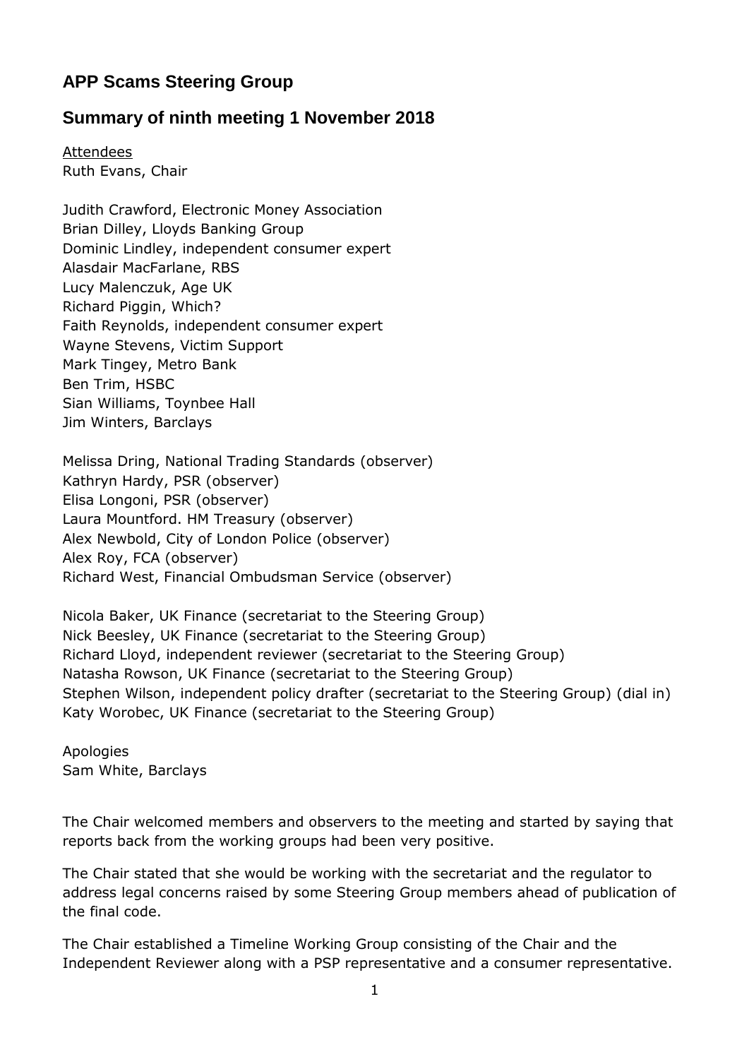## APP Scams Steering Group

## Summary of ninth meeting 1 November 2018

Attendees
Ruth Evans, Chair

Judith Crawford, Electronic Money Association
Brian Dilley, Lloyds Banking Group
Dominic Lindley, independent consumer expert
Alasdair MacFarlane, RBS
Lucy Malenczuk, Age UK
Richard Piggin, Which?
Faith Reynolds, independent consumer expert
Wayne Stevens, Victim Support
Mark Tingey, Metro Bank
Ben Trim, HSBC
Sian Williams, Toynbee Hall
Jim Winters, Barclays

Melissa Dring, National Trading Standards (observer)
Kathryn Hardy, PSR (observer)
Elisa Longoni, PSR (observer)
Laura Mountford. HM Treasury (observer)
Alex Newbold, City of London Police (observer)
Alex Roy, FCA (observer)
Richard West, Financial Ombudsman Service (observer)

Nicola Baker, UK Finance (secretariat to the Steering Group)
Nick Beesley, UK Finance (secretariat to the Steering Group)
Richard Lloyd, independent reviewer (secretariat to the Steering Group)
Natasha Rowson, UK Finance (secretariat to the Steering Group)
Stephen Wilson, independent policy drafter (secretariat to the Steering Group) (dial in)
Katy Worobec, UK Finance (secretariat to the Steering Group)

Apologies
Sam White, Barclays

The Chair welcomed members and observers to the meeting and started by saying that reports back from the working groups had been very positive.

The Chair stated that she would be working with the secretariat and the regulator to address legal concerns raised by some Steering Group members ahead of publication of the final code.

The Chair established a Timeline Working Group consisting of the Chair and the Independent Reviewer along with a PSP representative and a consumer representative.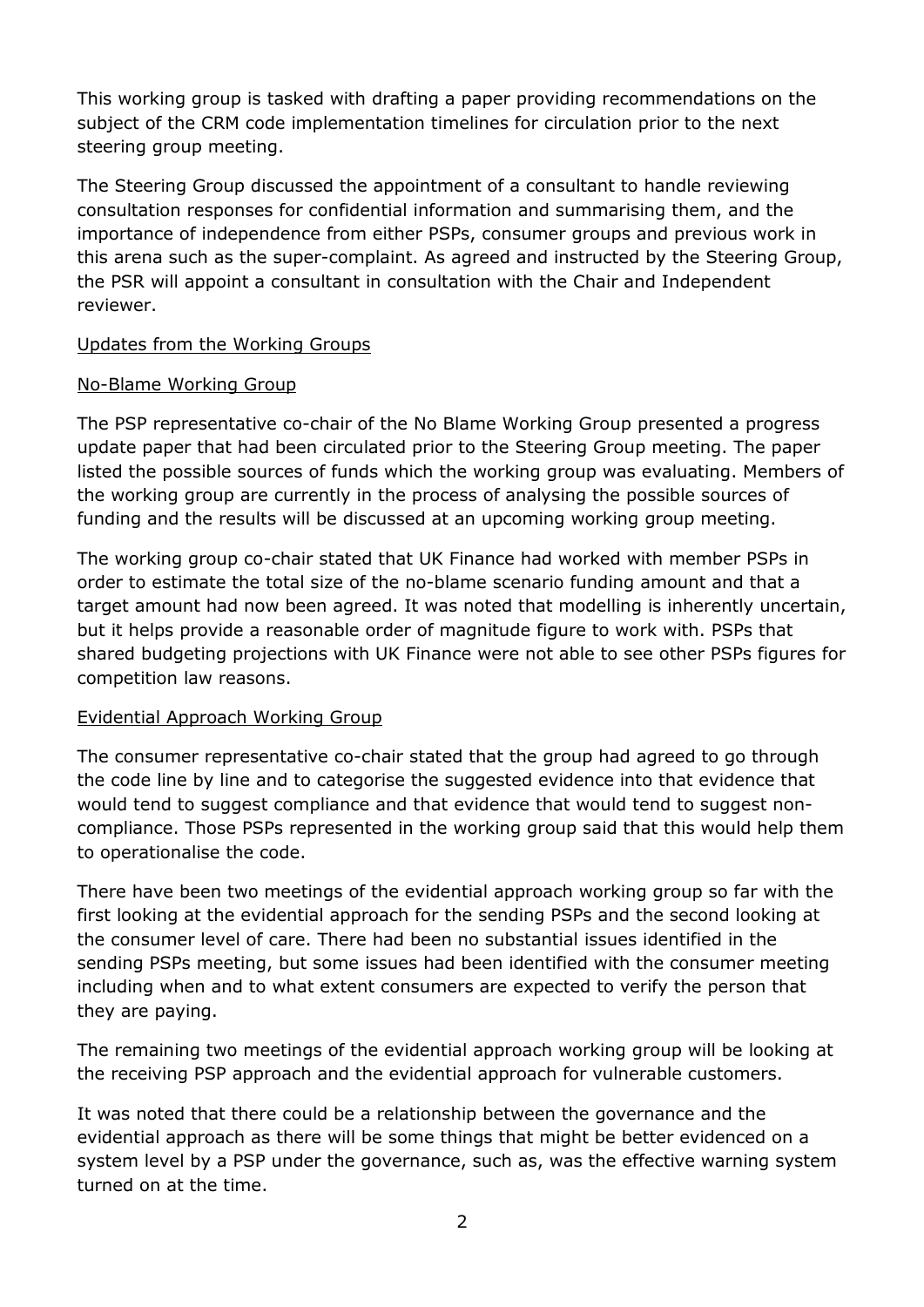This working group is tasked with drafting a paper providing recommendations on the subject of the CRM code implementation timelines for circulation prior to the next steering group meeting.

The Steering Group discussed the appointment of a consultant to handle reviewing consultation responses for confidential information and summarising them, and the importance of independence from either PSPs, consumer groups and previous work in this arena such as the super-complaint. As agreed and instructed by the Steering Group, the PSR will appoint a consultant in consultation with the Chair and Independent reviewer.

<u>Updates from the Working Groups</u>

<u>No-Blame Working Group</u>

The PSP representative co-chair of the No Blame Working Group presented a progress update paper that had been circulated prior to the Steering Group meeting. The paper listed the possible sources of funds which the working group was evaluating. Members of the working group are currently in the process of analysing the possible sources of funding and the results will be discussed at an upcoming working group meeting.

The working group co-chair stated that UK Finance had worked with member PSPs in order to estimate the total size of the no-blame scenario funding amount and that a target amount had now been agreed. It was noted that modelling is inherently uncertain, but it helps provide a reasonable order of magnitude figure to work with. PSPs that shared budgeting projections with UK Finance were not able to see other PSPs figures for competition law reasons.

<u>Evidential Approach Working Group</u>

The consumer representative co-chair stated that the group had agreed to go through the code line by line and to categorise the suggested evidence into that evidence that would tend to suggest compliance and that evidence that would tend to suggest non-compliance. Those PSPs represented in the working group said that this would help them to operationalise the code.

There have been two meetings of the evidential approach working group so far with the first looking at the evidential approach for the sending PSPs and the second looking at the consumer level of care. There had been no substantial issues identified in the sending PSPs meeting, but some issues had been identified with the consumer meeting including when and to what extent consumers are expected to verify the person that they are paying.

The remaining two meetings of the evidential approach working group will be looking at the receiving PSP approach and the evidential approach for vulnerable customers.

It was noted that there could be a relationship between the governance and the evidential approach as there will be some things that might be better evidenced on a system level by a PSP under the governance, such as, was the effective warning system turned on at the time.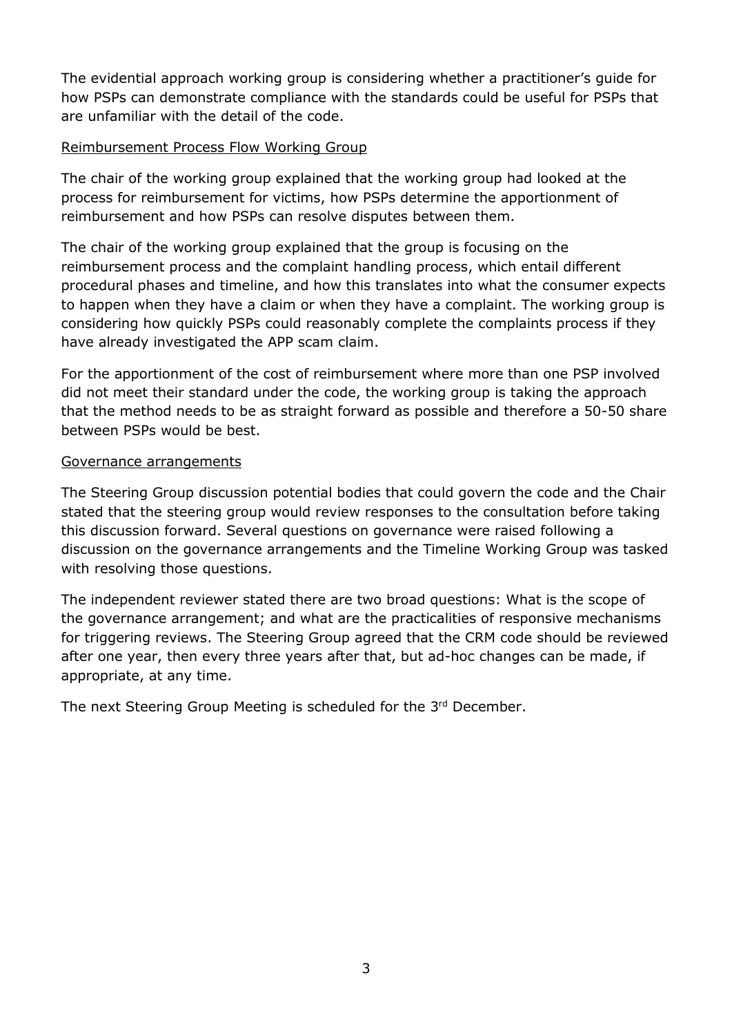The evidential approach working group is considering whether a practitioner's guide for how PSPs can demonstrate compliance with the standards could be useful for PSPs that are unfamiliar with the detail of the code.

<u>Reimbursement Process Flow Working Group</u>

The chair of the working group explained that the working group had looked at the process for reimbursement for victims, how PSPs determine the apportionment of reimbursement and how PSPs can resolve disputes between them.

The chair of the working group explained that the group is focusing on the reimbursement process and the complaint handling process, which entail different procedural phases and timeline, and how this translates into what the consumer expects to happen when they have a claim or when they have a complaint. The working group is considering how quickly PSPs could reasonably complete the complaints process if they have already investigated the APP scam claim.

For the apportionment of the cost of reimbursement where more than one PSP involved did not meet their standard under the code, the working group is taking the approach that the method needs to be as straight forward as possible and therefore a 50-50 share between PSPs would be best.

<u>Governance arrangements</u>

The Steering Group discussion potential bodies that could govern the code and the Chair stated that the steering group would review responses to the consultation before taking this discussion forward. Several questions on governance were raised following a discussion on the governance arrangements and the Timeline Working Group was tasked with resolving those questions.

The independent reviewer stated there are two broad questions: What is the scope of the governance arrangement; and what are the practicalities of responsive mechanisms for triggering reviews. The Steering Group agreed that the CRM code should be reviewed after one year, then every three years after that, but ad-hoc changes can be made, if appropriate, at any time.

The next Steering Group Meeting is scheduled for the 3rd December.